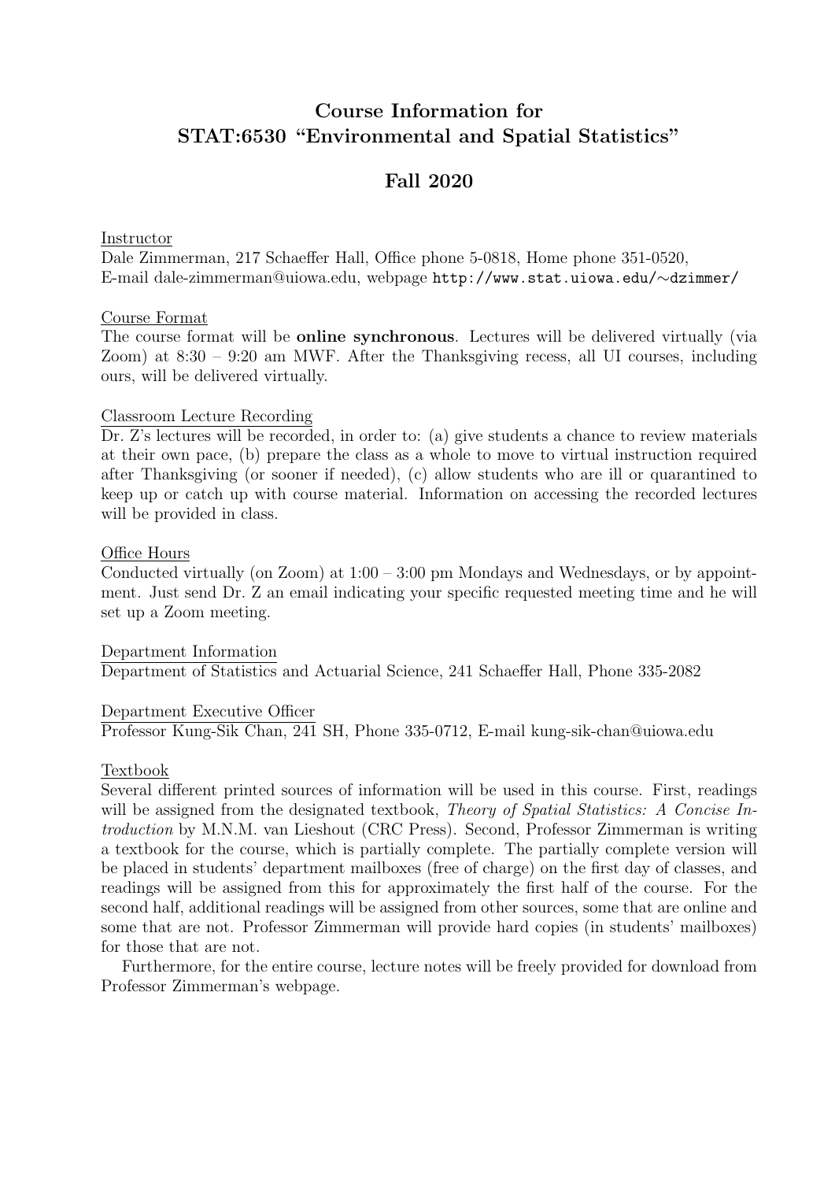# Course Information for STAT:6530 "Environmental and Spatial Statistics"

## Fall 2020

Instructor

Dale Zimmerman, 217 Schaeffer Hall, Office phone 5-0818, Home phone 351-0520, E-mail dale-zimmerman@uiowa.edu, webpage `http://www.stat.uiowa.edu/∼dzimmer/`

Course Format

The course format will be **online synchronous**. Lectures will be delivered virtually (via Zoom) at 8:30 – 9:20 am MWF. After the Thanksgiving recess, all UI courses, including ours, will be delivered virtually.

Classroom Lecture Recording

Dr. Z's lectures will be recorded, in order to: (a) give students a chance to review materials at their own pace, (b) prepare the class as a whole to move to virtual instruction required after Thanksgiving (or sooner if needed), (c) allow students who are ill or quarantined to keep up or catch up with course material. Information on accessing the recorded lectures will be provided in class.

Office Hours

Conducted virtually (on Zoom) at 1:00 – 3:00 pm Mondays and Wednesdays, or by appointment. Just send Dr. Z an email indicating your specific requested meeting time and he will set up a Zoom meeting.

Department Information

Department of Statistics and Actuarial Science, 241 Schaeffer Hall, Phone 335-2082

Department Executive Officer

Professor Kung-Sik Chan, 241 SH, Phone 335-0712, E-mail kung-sik-chan@uiowa.edu

Textbook

Several different printed sources of information will be used in this course. First, readings will be assigned from the designated textbook, *Theory of Spatial Statistics: A Concise Introduction* by M.N.M. van Lieshout (CRC Press). Second, Professor Zimmerman is writing a textbook for the course, which is partially complete. The partially complete version will be placed in students' department mailboxes (free of charge) on the first day of classes, and readings will be assigned from this for approximately the first half of the course. For the second half, additional readings will be assigned from other sources, some that are online and some that are not. Professor Zimmerman will provide hard copies (in students' mailboxes) for those that are not.

Furthermore, for the entire course, lecture notes will be freely provided for download from Professor Zimmerman's webpage.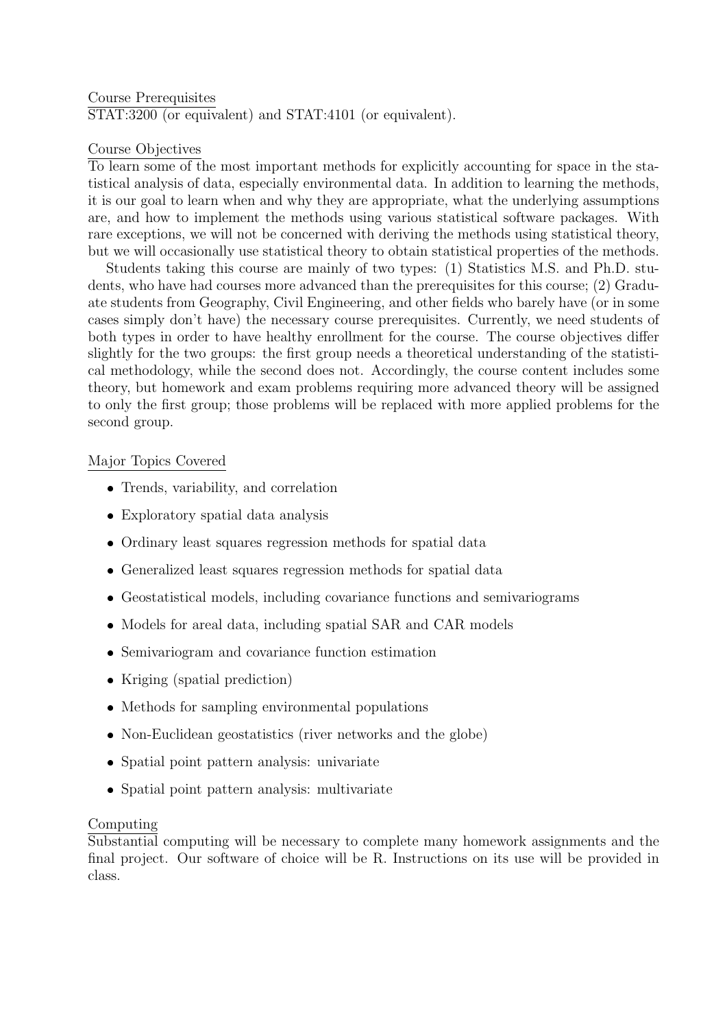## Course Prerequisites

STAT:3200 (or equivalent) and STAT:4101 (or equivalent).

## Course Objectives

To learn some of the most important methods for explicitly accounting for space in the statistical analysis of data, especially environmental data. In addition to learning the methods, it is our goal to learn when and why they are appropriate, what the underlying assumptions are, and how to implement the methods using various statistical software packages. With rare exceptions, we will not be concerned with deriving the methods using statistical theory, but we will occasionally use statistical theory to obtain statistical properties of the methods.

Students taking this course are mainly of two types: (1) Statistics M.S. and Ph.D. students, who have had courses more advanced than the prerequisites for this course; (2) Graduate students from Geography, Civil Engineering, and other fields who barely have (or in some cases simply don't have) the necessary course prerequisites. Currently, we need students of both types in order to have healthy enrollment for the course. The course objectives differ slightly for the two groups: the first group needs a theoretical understanding of the statistical methodology, while the second does not. Accordingly, the course content includes some theory, but homework and exam problems requiring more advanced theory will be assigned to only the first group; those problems will be replaced with more applied problems for the second group.

## Major Topics Covered

- Trends, variability, and correlation
- Exploratory spatial data analysis
- Ordinary least squares regression methods for spatial data
- Generalized least squares regression methods for spatial data
- Geostatistical models, including covariance functions and semivariograms
- Models for areal data, including spatial SAR and CAR models
- Semivariogram and covariance function estimation
- Kriging (spatial prediction)
- Methods for sampling environmental populations
- Non-Euclidean geostatistics (river networks and the globe)
- Spatial point pattern analysis: univariate
- Spatial point pattern analysis: multivariate

## Computing

Substantial computing will be necessary to complete many homework assignments and the final project. Our software of choice will be R. Instructions on its use will be provided in class.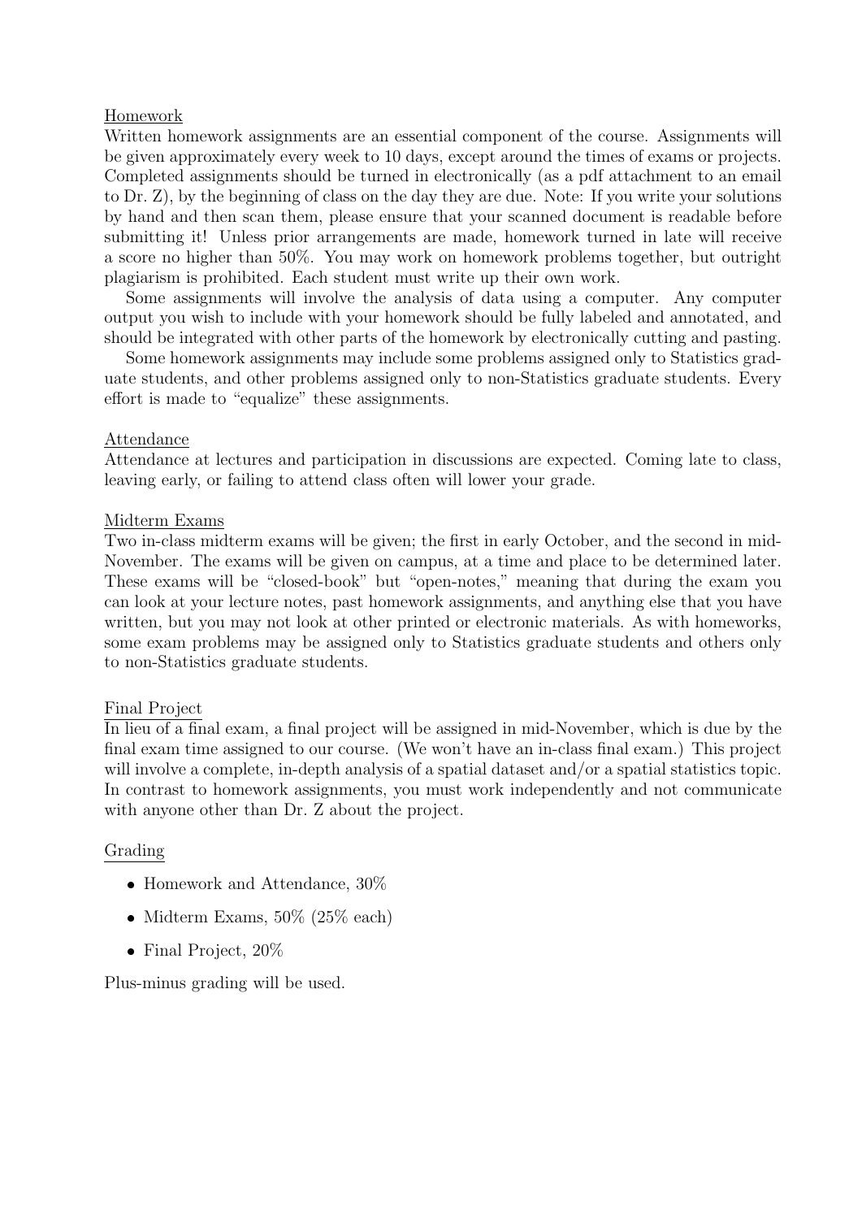### Homework

Written homework assignments are an essential component of the course. Assignments will be given approximately every week to 10 days, except around the times of exams or projects. Completed assignments should be turned in electronically (as a pdf attachment to an email to Dr. Z), by the beginning of class on the day they are due. Note: If you write your solutions by hand and then scan them, please ensure that your scanned document is readable before submitting it! Unless prior arrangements are made, homework turned in late will receive a score no higher than 50%. You may work on homework problems together, but outright plagiarism is prohibited. Each student must write up their own work.

Some assignments will involve the analysis of data using a computer. Any computer output you wish to include with your homework should be fully labeled and annotated, and should be integrated with other parts of the homework by electronically cutting and pasting.

Some homework assignments may include some problems assigned only to Statistics graduate students, and other problems assigned only to non-Statistics graduate students. Every effort is made to "equalize" these assignments.

### Attendance

Attendance at lectures and participation in discussions are expected. Coming late to class, leaving early, or failing to attend class often will lower your grade.

### Midterm Exams

Two in-class midterm exams will be given; the first in early October, and the second in mid-November. The exams will be given on campus, at a time and place to be determined later. These exams will be "closed-book" but "open-notes," meaning that during the exam you can look at your lecture notes, past homework assignments, and anything else that you have written, but you may not look at other printed or electronic materials. As with homeworks, some exam problems may be assigned only to Statistics graduate students and others only to non-Statistics graduate students.

### Final Project

In lieu of a final exam, a final project will be assigned in mid-November, which is due by the final exam time assigned to our course. (We won't have an in-class final exam.) This project will involve a complete, in-depth analysis of a spatial dataset and/or a spatial statistics topic. In contrast to homework assignments, you must work independently and not communicate with anyone other than Dr. Z about the project.

### Grading

- Homework and Attendance, 30%
- Midterm Exams, 50% (25% each)
- Final Project, 20%

Plus-minus grading will be used.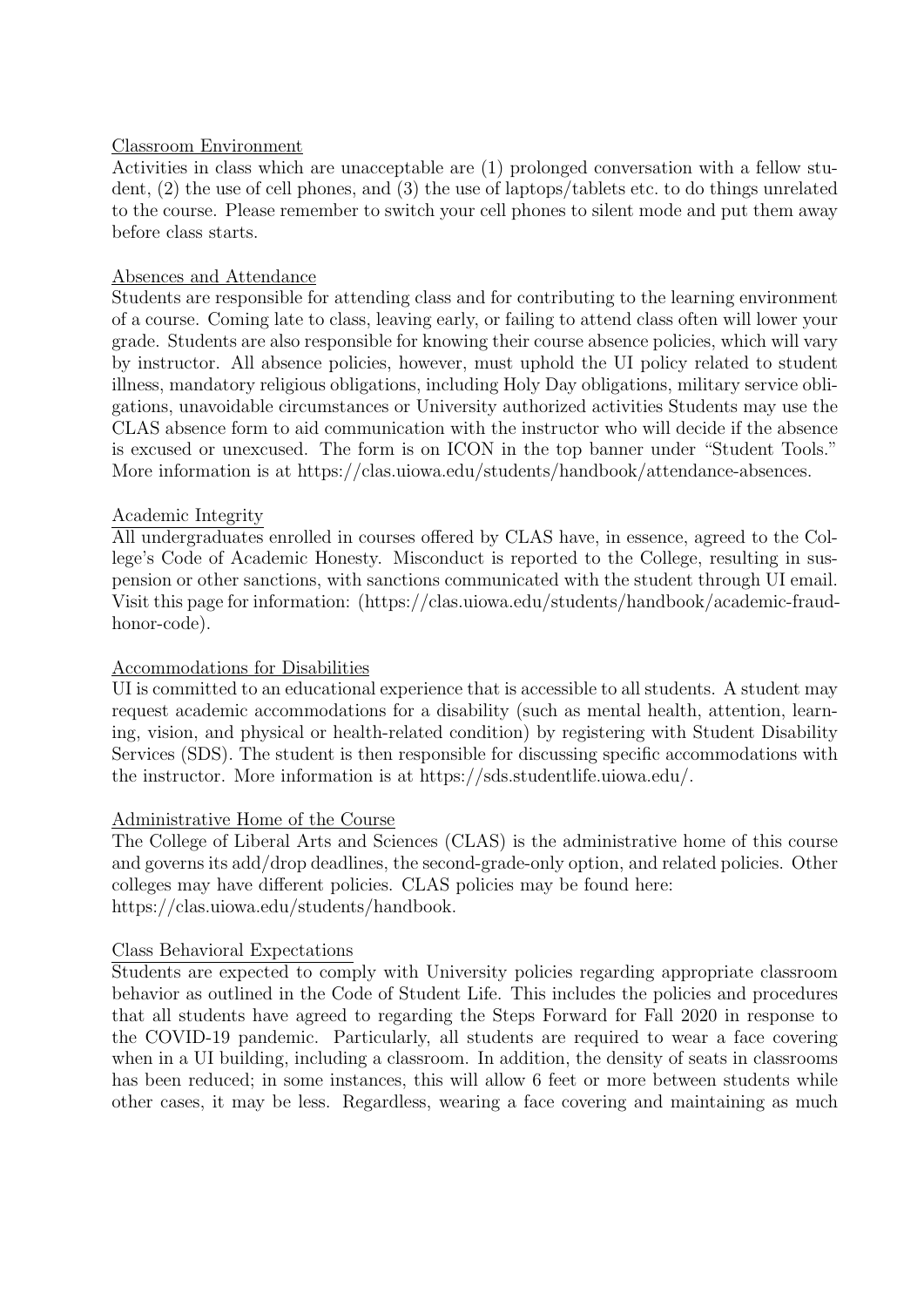Classroom Environment

Activities in class which are unacceptable are (1) prolonged conversation with a fellow student, (2) the use of cell phones, and (3) the use of laptops/tablets etc. to do things unrelated to the course. Please remember to switch your cell phones to silent mode and put them away before class starts.

Absences and Attendance

Students are responsible for attending class and for contributing to the learning environment of a course. Coming late to class, leaving early, or failing to attend class often will lower your grade. Students are also responsible for knowing their course absence policies, which will vary by instructor. All absence policies, however, must uphold the UI policy related to student illness, mandatory religious obligations, including Holy Day obligations, military service obligations, unavoidable circumstances or University authorized activities Students may use the CLAS absence form to aid communication with the instructor who will decide if the absence is excused or unexcused. The form is on ICON in the top banner under "Student Tools." More information is at https://clas.uiowa.edu/students/handbook/attendance-absences.

Academic Integrity

All undergraduates enrolled in courses offered by CLAS have, in essence, agreed to the College's Code of Academic Honesty. Misconduct is reported to the College, resulting in suspension or other sanctions, with sanctions communicated with the student through UI email. Visit this page for information: (https://clas.uiowa.edu/students/handbook/academic-fraud-honor-code).

Accommodations for Disabilities

UI is committed to an educational experience that is accessible to all students. A student may request academic accommodations for a disability (such as mental health, attention, learning, vision, and physical or health-related condition) by registering with Student Disability Services (SDS). The student is then responsible for discussing specific accommodations with the instructor. More information is at https://sds.studentlife.uiowa.edu/.

Administrative Home of the Course

The College of Liberal Arts and Sciences (CLAS) is the administrative home of this course and governs its add/drop deadlines, the second-grade-only option, and related policies. Other colleges may have different policies. CLAS policies may be found here:
https://clas.uiowa.edu/students/handbook.

Class Behavioral Expectations

Students are expected to comply with University policies regarding appropriate classroom behavior as outlined in the Code of Student Life. This includes the policies and procedures that all students have agreed to regarding the Steps Forward for Fall 2020 in response to the COVID-19 pandemic. Particularly, all students are required to wear a face covering when in a UI building, including a classroom. In addition, the density of seats in classrooms has been reduced; in some instances, this will allow 6 feet or more between students while other cases, it may be less. Regardless, wearing a face covering and maintaining as much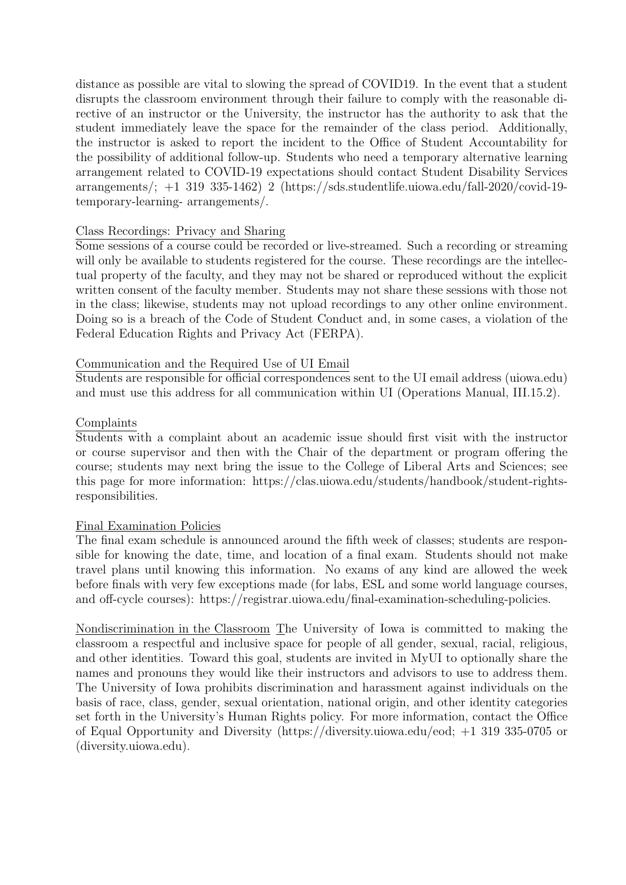distance as possible are vital to slowing the spread of COVID19. In the event that a student disrupts the classroom environment through their failure to comply with the reasonable directive of an instructor or the University, the instructor has the authority to ask that the student immediately leave the space for the remainder of the class period. Additionally, the instructor is asked to report the incident to the Office of Student Accountability for the possibility of additional follow-up. Students who need a temporary alternative learning arrangement related to COVID-19 expectations should contact Student Disability Services arrangements/; +1 319 335-1462) 2 (https://sds.studentlife.uiowa.edu/fall-2020/covid-19-temporary-learning- arrangements/.

Class Recordings: Privacy and Sharing

Some sessions of a course could be recorded or live-streamed. Such a recording or streaming will only be available to students registered for the course. These recordings are the intellectual property of the faculty, and they may not be shared or reproduced without the explicit written consent of the faculty member. Students may not share these sessions with those not in the class; likewise, students may not upload recordings to any other online environment. Doing so is a breach of the Code of Student Conduct and, in some cases, a violation of the Federal Education Rights and Privacy Act (FERPA).

Communication and the Required Use of UI Email

Students are responsible for official correspondences sent to the UI email address (uiowa.edu) and must use this address for all communication within UI (Operations Manual, III.15.2).

Complaints

Students with a complaint about an academic issue should first visit with the instructor or course supervisor and then with the Chair of the department or program offering the course; students may next bring the issue to the College of Liberal Arts and Sciences; see this page for more information: https://clas.uiowa.edu/students/handbook/student-rights-responsibilities.

Final Examination Policies

The final exam schedule is announced around the fifth week of classes; students are responsible for knowing the date, time, and location of a final exam. Students should not make travel plans until knowing this information. No exams of any kind are allowed the week before finals with very few exceptions made (for labs, ESL and some world language courses, and off-cycle courses): https://registrar.uiowa.edu/final-examination-scheduling-policies.

Nondiscrimination in the Classroom The University of Iowa is committed to making the classroom a respectful and inclusive space for people of all gender, sexual, racial, religious, and other identities. Toward this goal, students are invited in MyUI to optionally share the names and pronouns they would like their instructors and advisors to use to address them. The University of Iowa prohibits discrimination and harassment against individuals on the basis of race, class, gender, sexual orientation, national origin, and other identity categories set forth in the University's Human Rights policy. For more information, contact the Office of Equal Opportunity and Diversity (https://diversity.uiowa.edu/eod; +1 319 335-0705 or (diversity.uiowa.edu).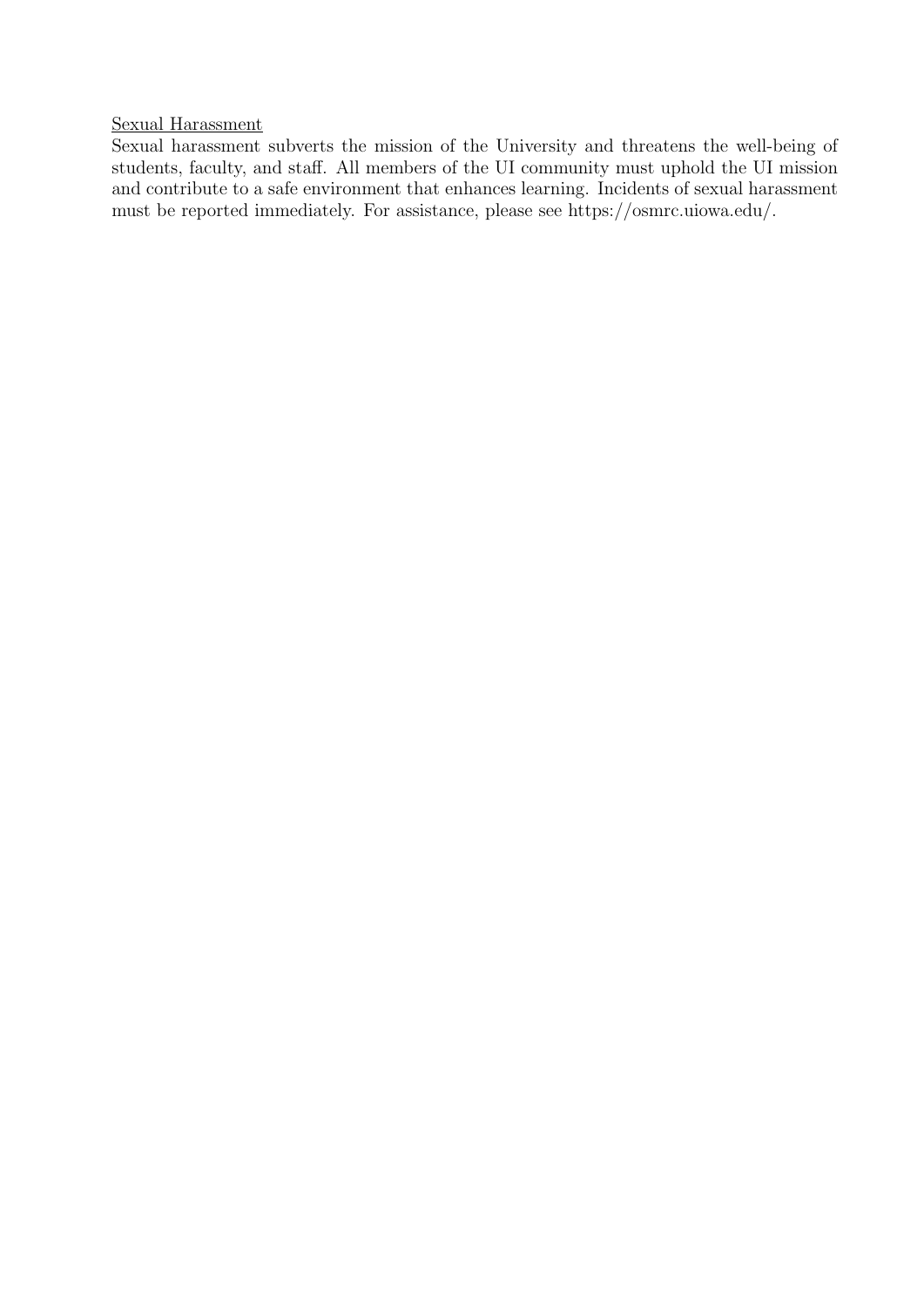Sexual Harassment

Sexual harassment subverts the mission of the University and threatens the well-being of students, faculty, and staff. All members of the UI community must uphold the UI mission and contribute to a safe environment that enhances learning. Incidents of sexual harassment must be reported immediately. For assistance, please see https://osmrc.uiowa.edu/.